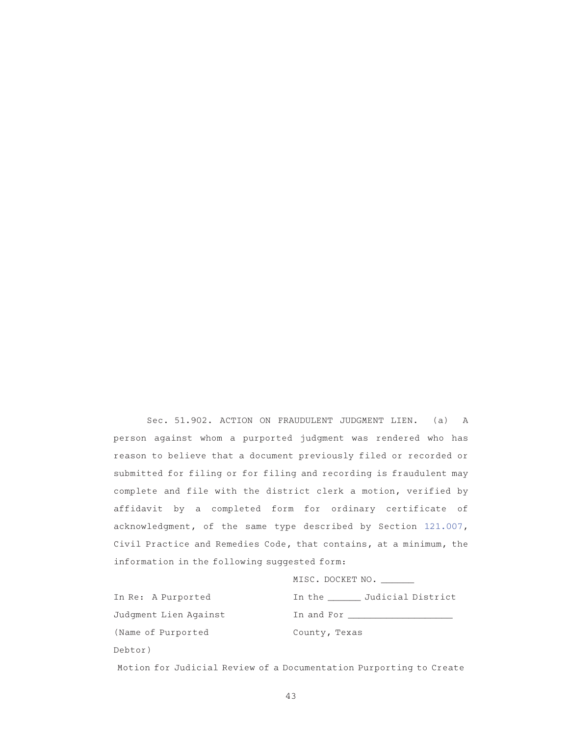Sec. 51.902. ACTION ON FRAUDULENT JUDGMENT LIEN. (a) A person against whom a purported judgment was rendered who has reason to believe that a document previously filed or recorded or submitted for filing or for filing and recording is fraudulent may complete and file with the district clerk a motion, verified by affidavit by a completed form for ordinary certificate of acknowledgment, of the same type described by Section 121.007, Civil Practice and Remedies Code, that contains, at a minimum, the information in the following suggested form:

| | MISC. DOCKET NO. ______ |
|---|---|
| In Re: A Purported | In the ______ Judicial District |
| Judgment Lien Against | In and For ___________________ |
| (Name of Purported Debtor) | County, Texas |

Motion for Judicial Review of a Documentation Purporting to Create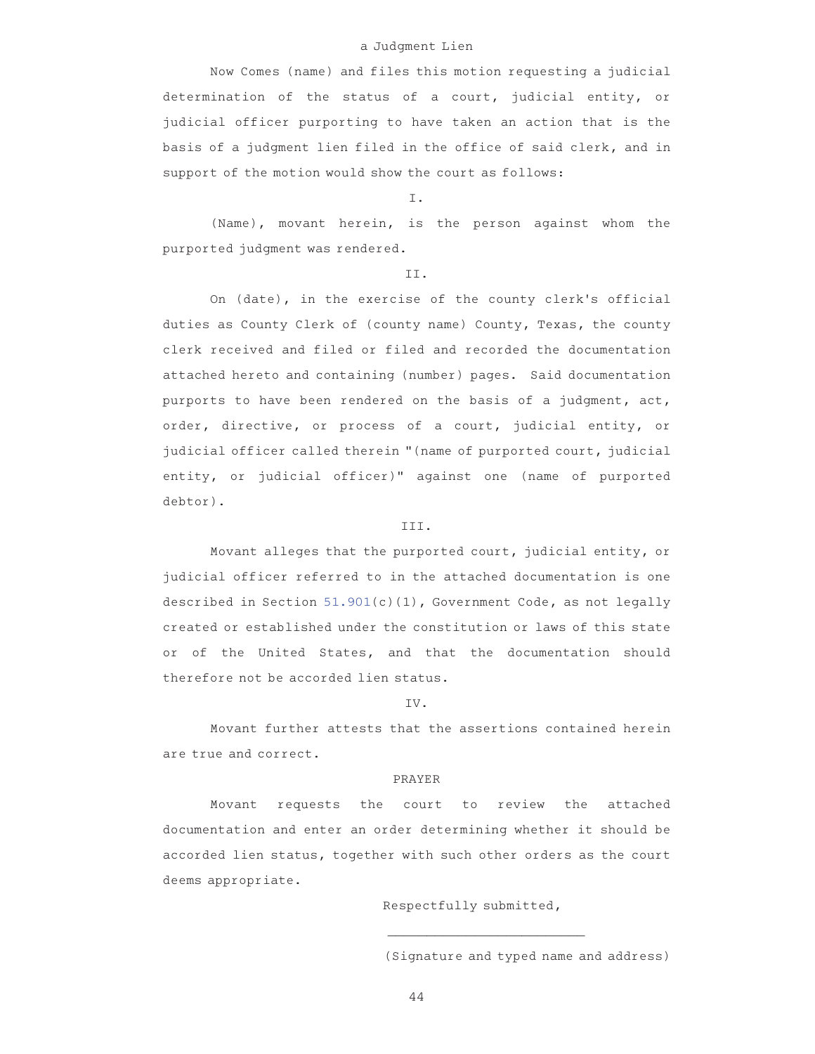a Judgment Lien

Now Comes (name) and files this motion requesting a judicial determination of the status of a court, judicial entity, or judicial officer purporting to have taken an action that is the basis of a judgment lien filed in the office of said clerk, and in support of the motion would show the court as follows:

I.

(Name), movant herein, is the person against whom the purported judgment was rendered.

II.

On (date), in the exercise of the county clerk's official duties as County Clerk of (county name) County, Texas, the county clerk received and filed or filed and recorded the documentation attached hereto and containing (number) pages. Said documentation purports to have been rendered on the basis of a judgment, act, order, directive, or process of a court, judicial entity, or judicial officer called therein "(name of purported court, judicial entity, or judicial officer)" against one (name of purported debtor).

III.

Movant alleges that the purported court, judicial entity, or judicial officer referred to in the attached documentation is one described in Section 51.901(c)(1), Government Code, as not legally created or established under the constitution or laws of this state or of the United States, and that the documentation should therefore not be accorded lien status.

IV.

Movant further attests that the assertions contained herein are true and correct.

PRAYER

Movant requests the court to review the attached documentation and enter an order determining whether it should be accorded lien status, together with such other orders as the court deems appropriate.

Respectfully submitted,

_________________________

(Signature and typed name and address)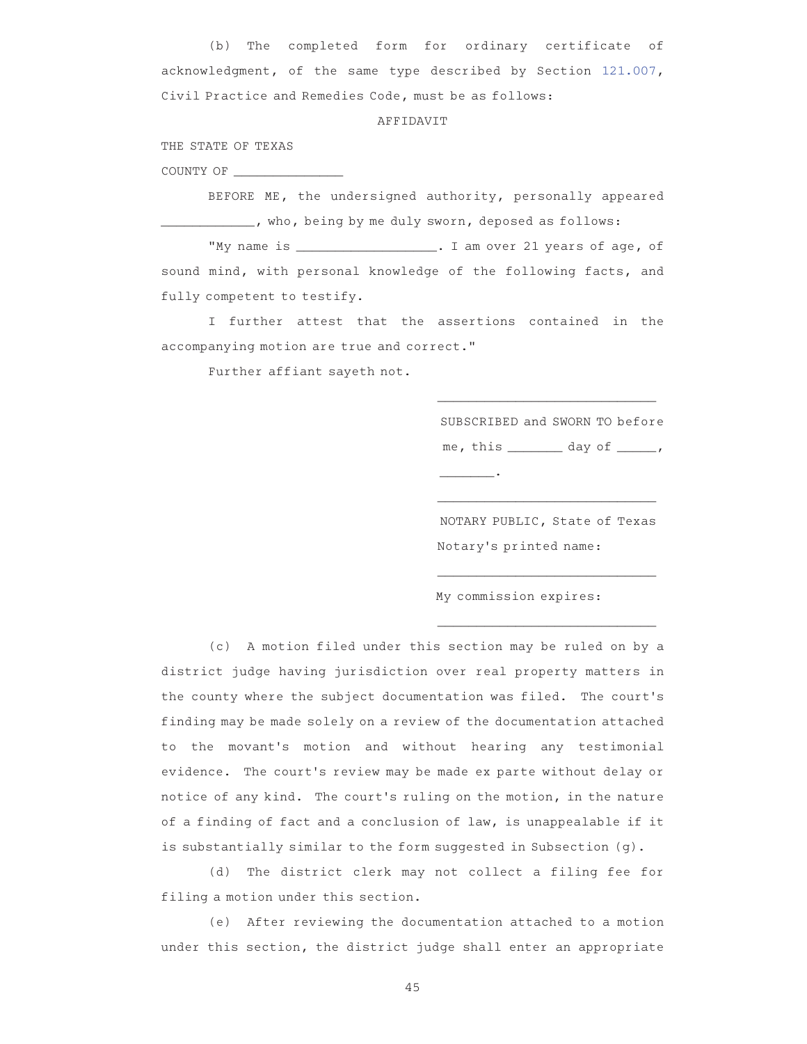(b) The completed form for ordinary certificate of acknowledgment, of the same type described by Section 121.007, Civil Practice and Remedies Code, must be as follows:

AFFIDAVIT

THE STATE OF TEXAS

COUNTY OF _______________

BEFORE ME, the undersigned authority, personally appeared _____________, who, being by me duly sworn, deposed as follows:

"My name is ___________________. I am over 21 years of age, of sound mind, with personal knowledge of the following facts, and fully competent to testify.

I further attest that the assertions contained in the accompanying motion are true and correct."

Further affiant sayeth not.

_____________________________

SUBSCRIBED and SWORN TO before me, this ________ day of ______, ________.

_____________________________

NOTARY PUBLIC, State of Texas

Notary's printed name:

_____________________________

My commission expires:

_____________________________

(c) A motion filed under this section may be ruled on by a district judge having jurisdiction over real property matters in the county where the subject documentation was filed. The court's finding may be made solely on a review of the documentation attached to the movant's motion and without hearing any testimonial evidence. The court's review may be made ex parte without delay or notice of any kind. The court's ruling on the motion, in the nature of a finding of fact and a conclusion of law, is unappealable if it is substantially similar to the form suggested in Subsection (g).

(d) The district clerk may not collect a filing fee for filing a motion under this section.

(e) After reviewing the documentation attached to a motion under this section, the district judge shall enter an appropriate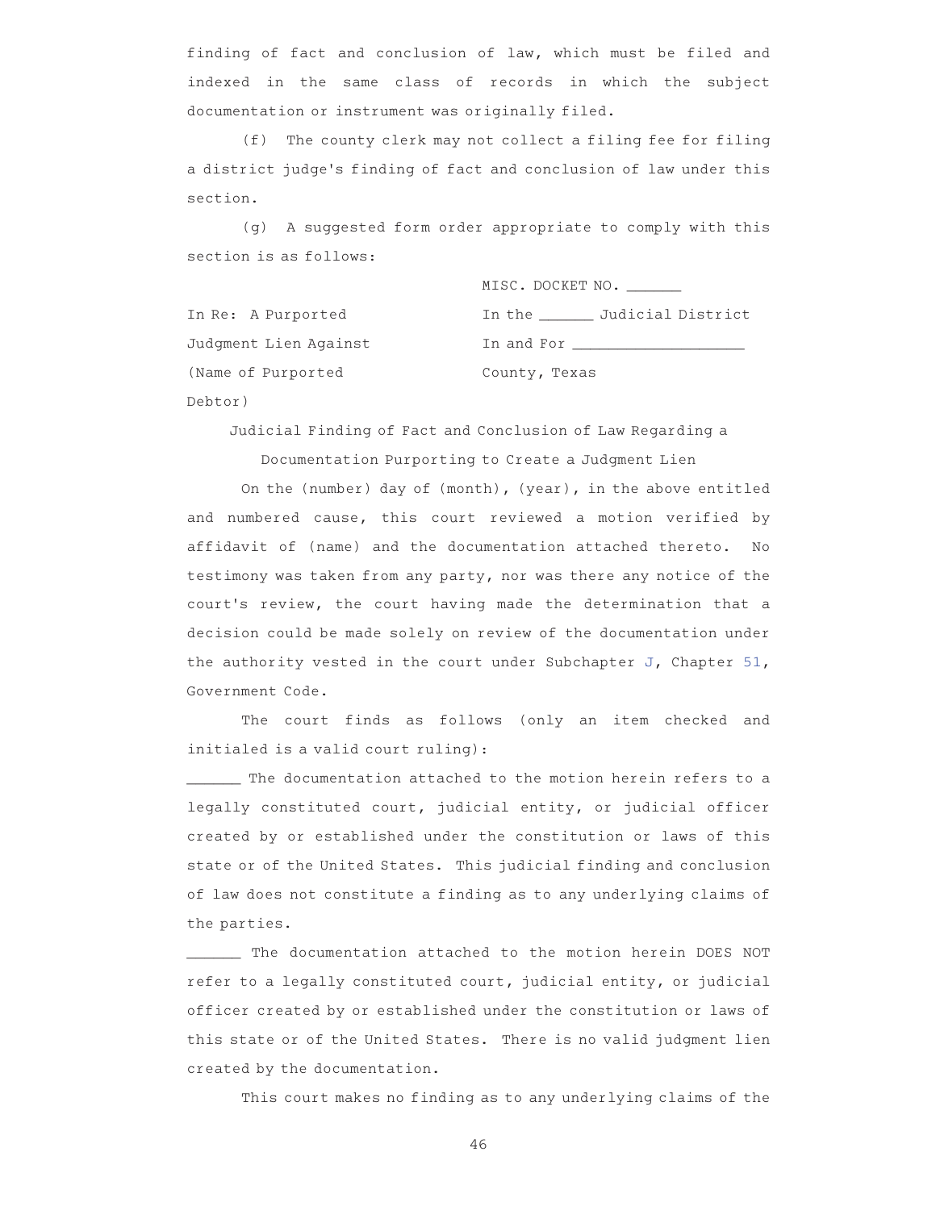finding of fact and conclusion of law, which must be filed and indexed in the same class of records in which the subject documentation or instrument was originally filed.

(f) The county clerk may not collect a filing fee for filing a district judge's finding of fact and conclusion of law under this section.

(g) A suggested form order appropriate to comply with this section is as follows:

| | |
|---|---|
| | MISC. DOCKET NO. ______ |
| In Re: A Purported | In the ______ Judicial District |
| Judgment Lien Against | In and For ____________________ |
| (Name of Purported Debtor) | County, Texas |

Judicial Finding of Fact and Conclusion of Law Regarding a Documentation Purporting to Create a Judgment Lien

On the (number) day of (month), (year), in the above entitled and numbered cause, this court reviewed a motion verified by affidavit of (name) and the documentation attached thereto. No testimony was taken from any party, nor was there any notice of the court's review, the court having made the determination that a decision could be made solely on review of the documentation under the authority vested in the court under Subchapter J, Chapter 51, Government Code.

The court finds as follows (only an item checked and initialed is a valid court ruling):

______ The documentation attached to the motion herein refers to a legally constituted court, judicial entity, or judicial officer created by or established under the constitution or laws of this state or of the United States. This judicial finding and conclusion of law does not constitute a finding as to any underlying claims of the parties.

______ The documentation attached to the motion herein DOES NOT refer to a legally constituted court, judicial entity, or judicial officer created by or established under the constitution or laws of this state or of the United States. There is no valid judgment lien created by the documentation.

This court makes no finding as to any underlying claims of the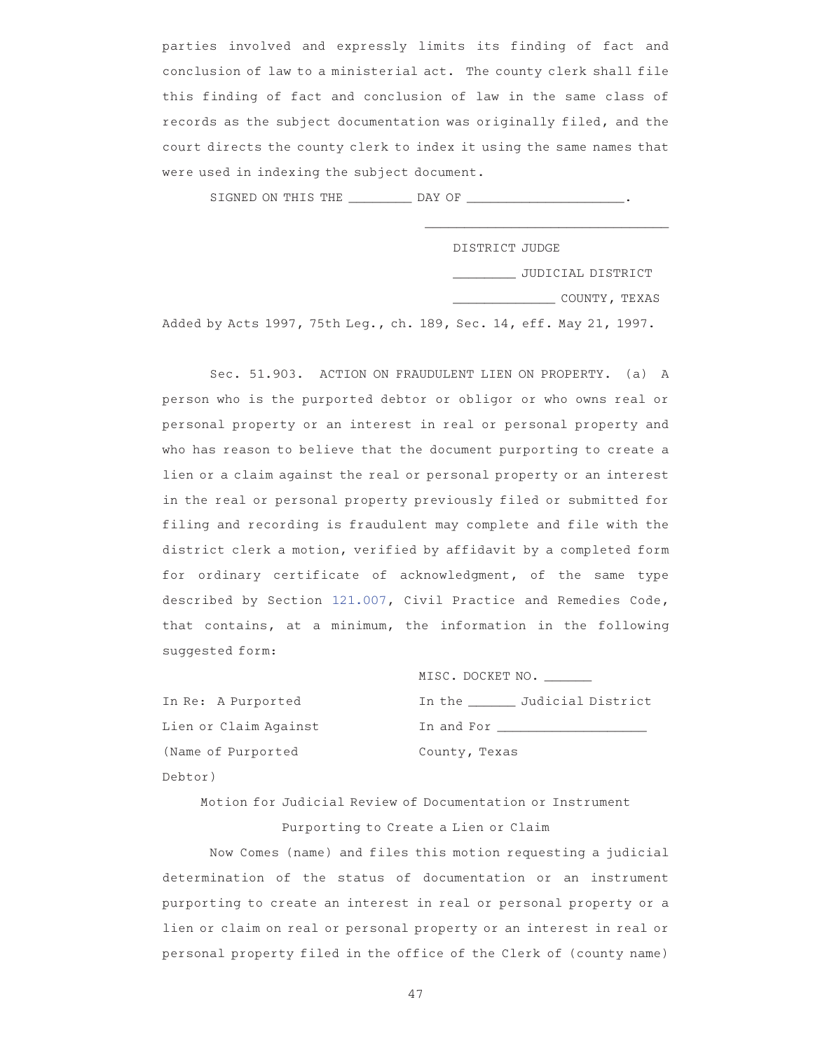parties involved and expressly limits its finding of fact and conclusion of law to a ministerial act. The county clerk shall file this finding of fact and conclusion of law in the same class of records as the subject documentation was originally filed, and the court directs the county clerk to index it using the same names that were used in indexing the subject document.

SIGNED ON THIS THE ________ DAY OF ____________________.

________________________________

DISTRICT JUDGE

________ JUDICIAL DISTRICT

_____________ COUNTY, TEXAS

Added by Acts 1997, 75th Leg., ch. 189, Sec. 14, eff. May 21, 1997.

Sec. 51.903. ACTION ON FRAUDULENT LIEN ON PROPERTY. (a) A person who is the purported debtor or obligor or who owns real or personal property or an interest in real or personal property and who has reason to believe that the document purporting to create a lien or a claim against the real or personal property or an interest in the real or personal property previously filed or submitted for filing and recording is fraudulent may complete and file with the district clerk a motion, verified by affidavit by a completed form for ordinary certificate of acknowledgment, of the same type described by Section 121.007, Civil Practice and Remedies Code, that contains, at a minimum, the information in the following suggested form:

MISC. DOCKET NO. ______

In Re: A Purported Lien or Claim Against (Name of Purported Debtor)

In the ______ Judicial District
In and For __________________
County, Texas

Motion for Judicial Review of Documentation or Instrument Purporting to Create a Lien or Claim

Now Comes (name) and files this motion requesting a judicial determination of the status of documentation or an instrument purporting to create an interest in real or personal property or a lien or claim on real or personal property or an interest in real or personal property filed in the office of the Clerk of (county name)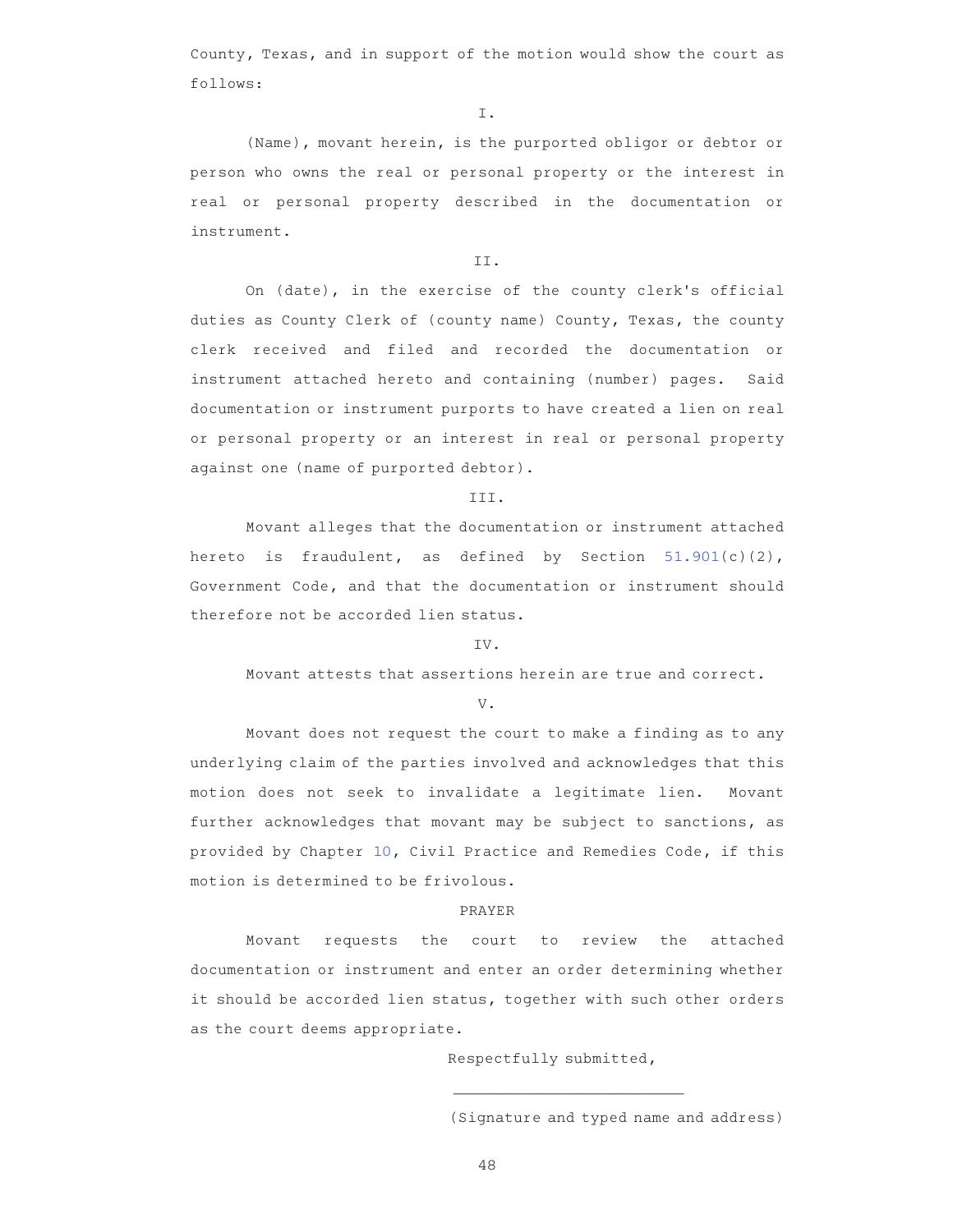County, Texas, and in support of the motion would show the court as follows:

I.

(Name), movant herein, is the purported obligor or debtor or person who owns the real or personal property or the interest in real or personal property described in the documentation or instrument.

II.

On (date), in the exercise of the county clerk's official duties as County Clerk of (county name) County, Texas, the county clerk received and filed and recorded the documentation or instrument attached hereto and containing (number) pages. Said documentation or instrument purports to have created a lien on real or personal property or an interest in real or personal property against one (name of purported debtor).

III.

Movant alleges that the documentation or instrument attached hereto is fraudulent, as defined by Section 51.901(c)(2), Government Code, and that the documentation or instrument should therefore not be accorded lien status.

IV.

Movant attests that assertions herein are true and correct.

V.

Movant does not request the court to make a finding as to any underlying claim of the parties involved and acknowledges that this motion does not seek to invalidate a legitimate lien. Movant further acknowledges that movant may be subject to sanctions, as provided by Chapter 10, Civil Practice and Remedies Code, if this motion is determined to be frivolous.

PRAYER

Movant requests the court to review the attached documentation or instrument and enter an order determining whether it should be accorded lien status, together with such other orders as the court deems appropriate.

Respectfully submitted,

\_\_\_\_\_\_\_\_\_\_\_\_\_\_\_\_\_\_\_\_\_\_\_\_\_\_

(Signature and typed name and address)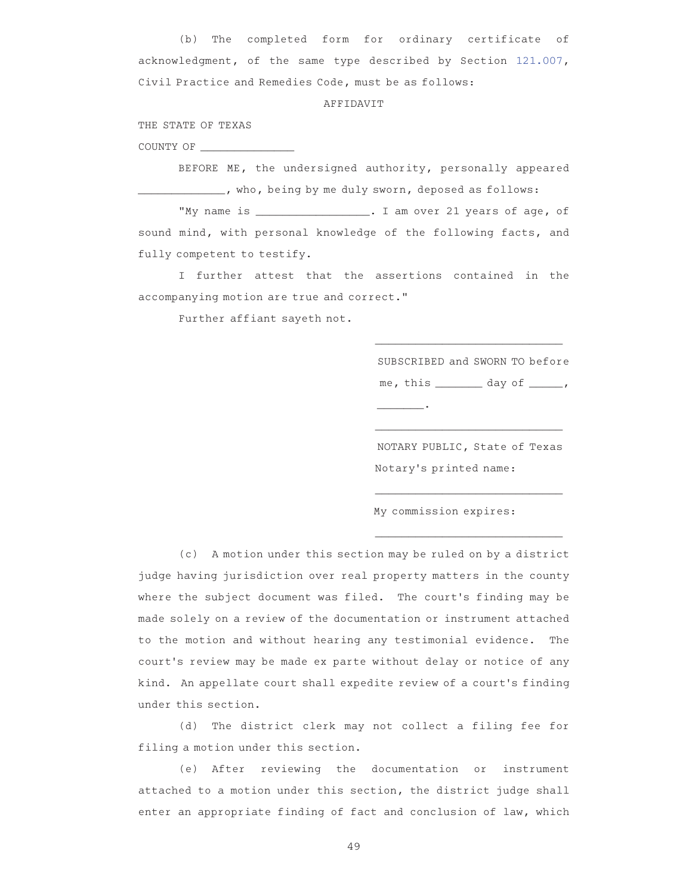(b) The completed form for ordinary certificate of acknowledgment, of the same type described by Section 121.007, Civil Practice and Remedies Code, must be as follows:

AFFIDAVIT

THE STATE OF TEXAS

COUNTY OF _______________

BEFORE ME, the undersigned authority, personally appeared _____________, who, being by me duly sworn, deposed as follows:

"My name is _________________. I am over 21 years of age, of sound mind, with personal knowledge of the following facts, and fully competent to testify.

I further attest that the assertions contained in the accompanying motion are true and correct."

Further affiant sayeth not.

_____________________________

SUBSCRIBED and SWORN TO before me, this _______ day of _____, _______.

_____________________________

NOTARY PUBLIC, State of Texas

Notary's printed name:

_____________________________

My commission expires:

_____________________________

(c) A motion under this section may be ruled on by a district judge having jurisdiction over real property matters in the county where the subject document was filed. The court's finding may be made solely on a review of the documentation or instrument attached to the motion and without hearing any testimonial evidence. The court's review may be made ex parte without delay or notice of any kind. An appellate court shall expedite review of a court's finding under this section.

(d) The district clerk may not collect a filing fee for filing a motion under this section.

(e) After reviewing the documentation or instrument attached to a motion under this section, the district judge shall enter an appropriate finding of fact and conclusion of law, which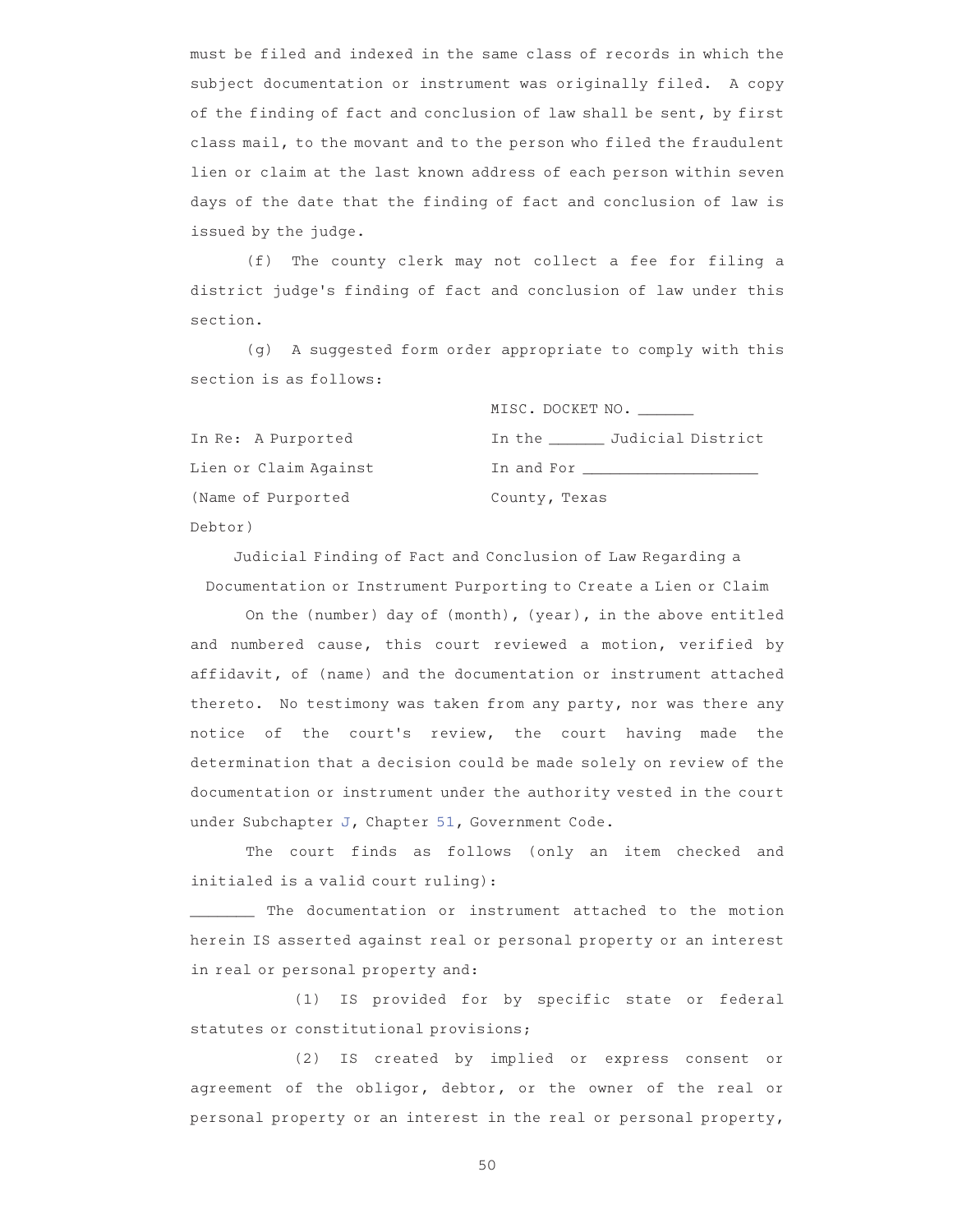must be filed and indexed in the same class of records in which the subject documentation or instrument was originally filed. A copy of the finding of fact and conclusion of law shall be sent, by first class mail, to the movant and to the person who filed the fraudulent lien or claim at the last known address of each person within seven days of the date that the finding of fact and conclusion of law is issued by the judge.

(f) The county clerk may not collect a fee for filing a district judge's finding of fact and conclusion of law under this section.

(g) A suggested form order appropriate to comply with this section is as follows:

| | |
|---|---|
| | MISC. DOCKET NO. ______ |
| In Re: A Purported | In the ______ Judicial District |
| Lien or Claim Against | In and For ___________________ |
| (Name of Purported Debtor) | County, Texas |

Judicial Finding of Fact and Conclusion of Law Regarding a Documentation or Instrument Purporting to Create a Lien or Claim

On the (number) day of (month), (year), in the above entitled and numbered cause, this court reviewed a motion, verified by affidavit, of (name) and the documentation or instrument attached thereto. No testimony was taken from any party, nor was there any notice of the court's review, the court having made the determination that a decision could be made solely on review of the documentation or instrument under the authority vested in the court under Subchapter J, Chapter 51, Government Code.

The court finds as follows (only an item checked and initialed is a valid court ruling):

_______ The documentation or instrument attached to the motion herein IS asserted against real or personal property or an interest in real or personal property and:

(1) IS provided for by specific state or federal statutes or constitutional provisions;

(2) IS created by implied or express consent or agreement of the obligor, debtor, or the owner of the real or personal property or an interest in the real or personal property,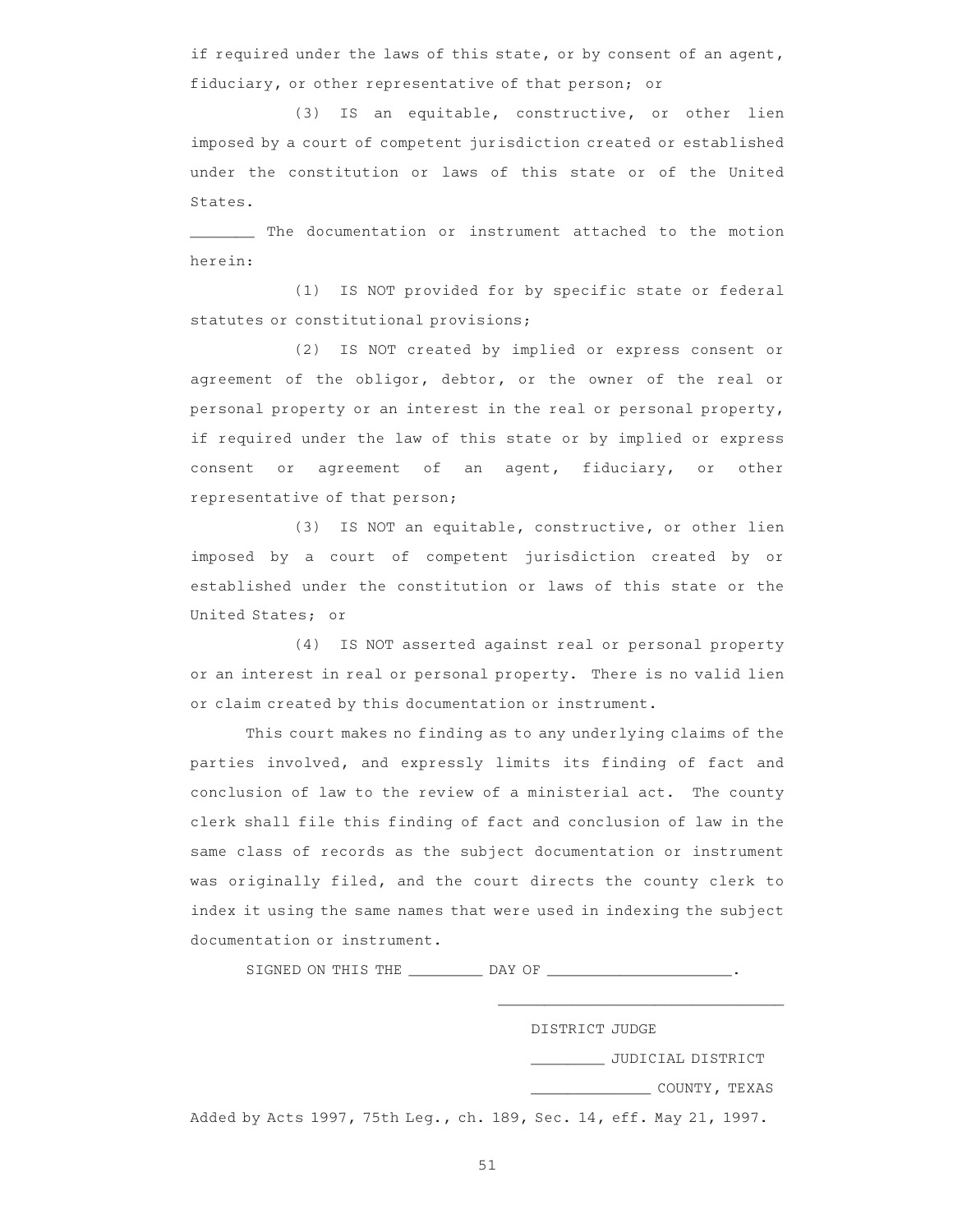if required under the laws of this state, or by consent of an agent, fiduciary, or other representative of that person; or

(3) IS an equitable, constructive, or other lien imposed by a court of competent jurisdiction created or established under the constitution or laws of this state or of the United States.

_______ The documentation or instrument attached to the motion herein:

(1) IS NOT provided for by specific state or federal statutes or constitutional provisions;

(2) IS NOT created by implied or express consent or agreement of the obligor, debtor, or the owner of the real or personal property or an interest in the real or personal property, if required under the law of this state or by implied or express consent or agreement of an agent, fiduciary, or other representative of that person;

(3) IS NOT an equitable, constructive, or other lien imposed by a court of competent jurisdiction created by or established under the constitution or laws of this state or the United States; or

(4) IS NOT asserted against real or personal property or an interest in real or personal property. There is no valid lien or claim created by this documentation or instrument.

This court makes no finding as to any underlying claims of the parties involved, and expressly limits its finding of fact and conclusion of law to the review of a ministerial act. The county clerk shall file this finding of fact and conclusion of law in the same class of records as the subject documentation or instrument was originally filed, and the court directs the county clerk to index it using the same names that were used in indexing the subject documentation or instrument.

SIGNED ON THIS THE ________ DAY OF ____________________.

________________________________

DISTRICT JUDGE

________ JUDICIAL DISTRICT

_____________ COUNTY, TEXAS

Added by Acts 1997, 75th Leg., ch. 189, Sec. 14, eff. May 21, 1997.